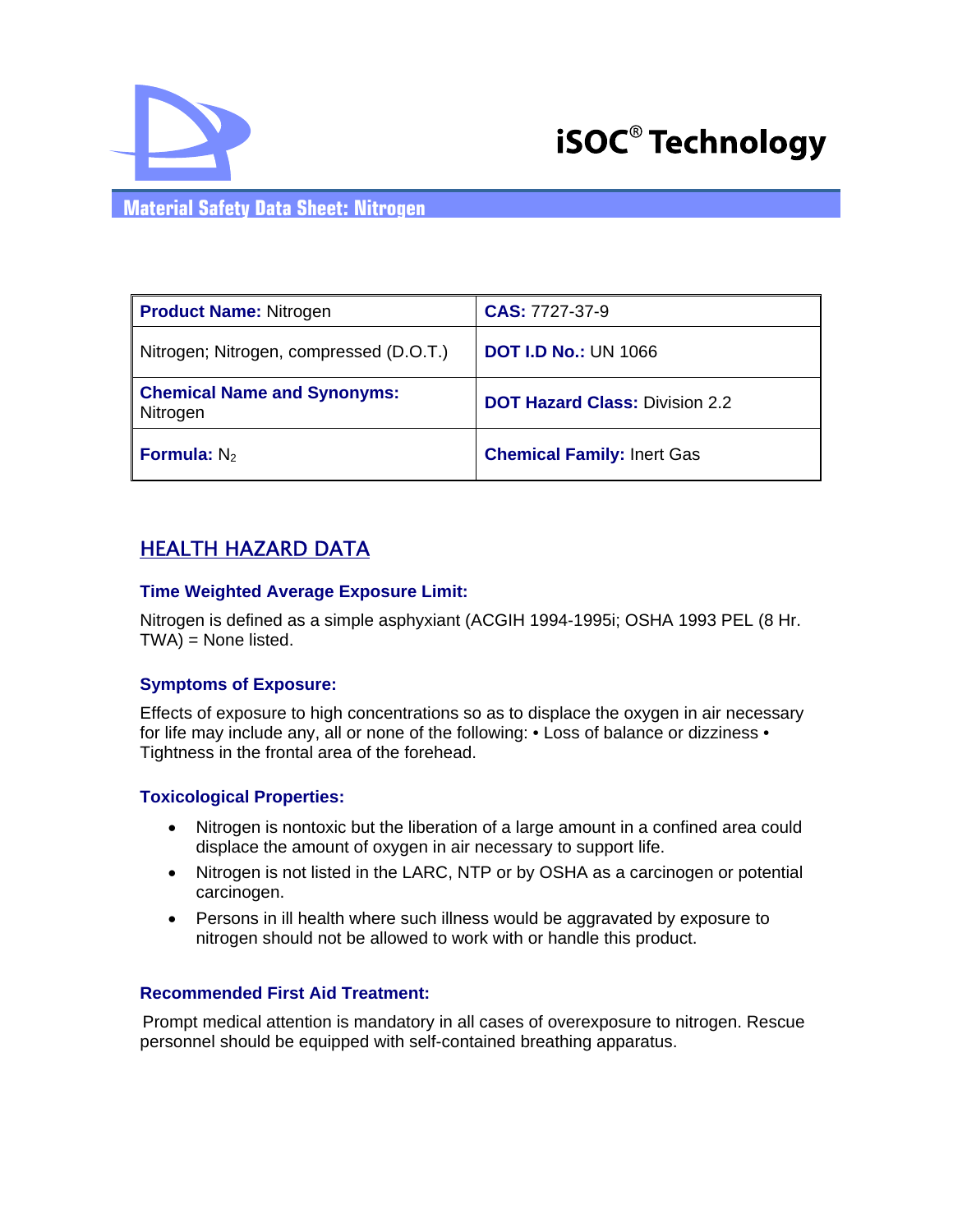iSOC® Technology

# Material Safety Data Sheet: Nitrogen

| **Product Name:** Nitrogen | **CAS:** 7727-37-9 |
| --- | --- |
| Nitrogen; Nitrogen, compressed (D.O.T.) | **DOT I.D No.:** UN 1066 |
| **Chemical Name and Synonyms:** Nitrogen | **DOT Hazard Class:** Division 2.2 |
| **Formula:** $N_2$ | **Chemical Family:** Inert Gas |

## HEALTH HAZARD DATA

### Time Weighted Average Exposure Limit:

Nitrogen is defined as a simple asphyxiant (ACGIH 1994-1995i; OSHA 1993 PEL (8 Hr. TWA) = None listed.

### Symptoms of Exposure:

Effects of exposure to high concentrations so as to displace the oxygen in air necessary for life may include any, all or none of the following: • Loss of balance or dizziness • Tightness in the frontal area of the forehead.

### Toxicological Properties:

- Nitrogen is nontoxic but the liberation of a large amount in a confined area could displace the amount of oxygen in air necessary to support life.
- Nitrogen is not listed in the LARC, NTP or by OSHA as a carcinogen or potential carcinogen.
- Persons in ill health where such illness would be aggravated by exposure to nitrogen should not be allowed to work with or handle this product.

### Recommended First Aid Treatment:

Prompt medical attention is mandatory in all cases of overexposure to nitrogen. Rescue personnel should be equipped with self-contained breathing apparatus.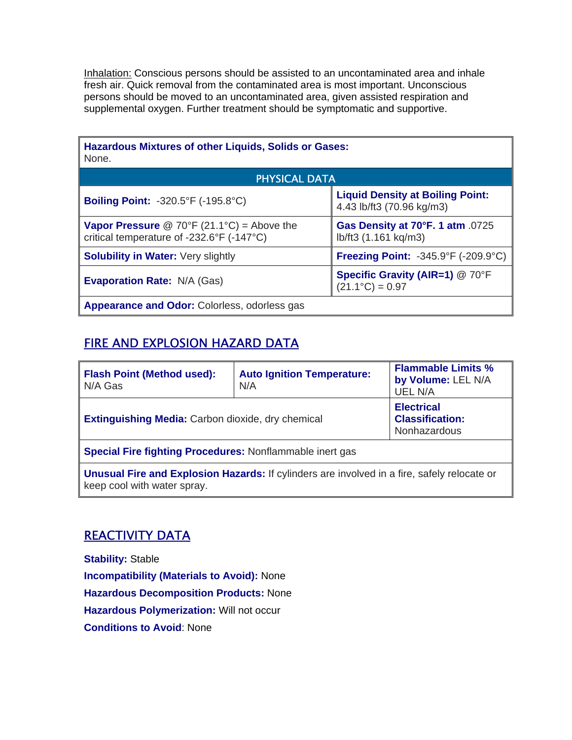Inhalation: Conscious persons should be assisted to an uncontaminated area and inhale fresh air. Quick removal from the contaminated area is most important. Unconscious persons should be moved to an uncontaminated area, given assisted respiration and supplemental oxygen. Further treatment should be symptomatic and supportive.

**Hazardous Mixtures of other Liquids, Solids or Gases:** None.

## PHYSICAL DATA

| | |
|---|---|
| **Boiling Point:** -320.5°F (-195.8°C) | **Liquid Density at Boiling Point:** 4.43 lb/ft3 (70.96 kg/m3) |
| **Vapor Pressure** @ 70°F (21.1°C) = Above the critical temperature of -232.6°F (-147°C) | **Gas Density at 70°F. 1 atm** .0725 lb/ft3 (1.161 kq/m3) |
| **Solubility in Water:** Very slightly | **Freezing Point:** -345.9°F (-209.9°C) |
| **Evaporation Rate:** N/A (Gas) | **Specific Gravity (AIR=1)** @ 70°F (21.1°C) = 0.97 |
| **Appearance and Odor:** Colorless, odorless gas | |

## FIRE AND EXPLOSION HAZARD DATA

| | | |
|---|---|---|
| **Flash Point (Method used):** N/A Gas | **Auto Ignition Temperature:** N/A | **Flammable Limits % by Volume:** LEL N/A UEL N/A |
| **Extinguishing Media:** Carbon dioxide, dry chemical | | **Electrical Classification:** Nonhazardous |
| **Special Fire fighting Procedures:** Nonflammable inert gas | | |
| **Unusual Fire and Explosion Hazards:** If cylinders are involved in a fire, safely relocate or keep cool with water spray. | | |

## REACTIVITY DATA

**Stability:** Stable

**Incompatibility (Materials to Avoid):** None

**Hazardous Decomposition Products:** None

**Hazardous Polymerization:** Will not occur

**Conditions to Avoid**: None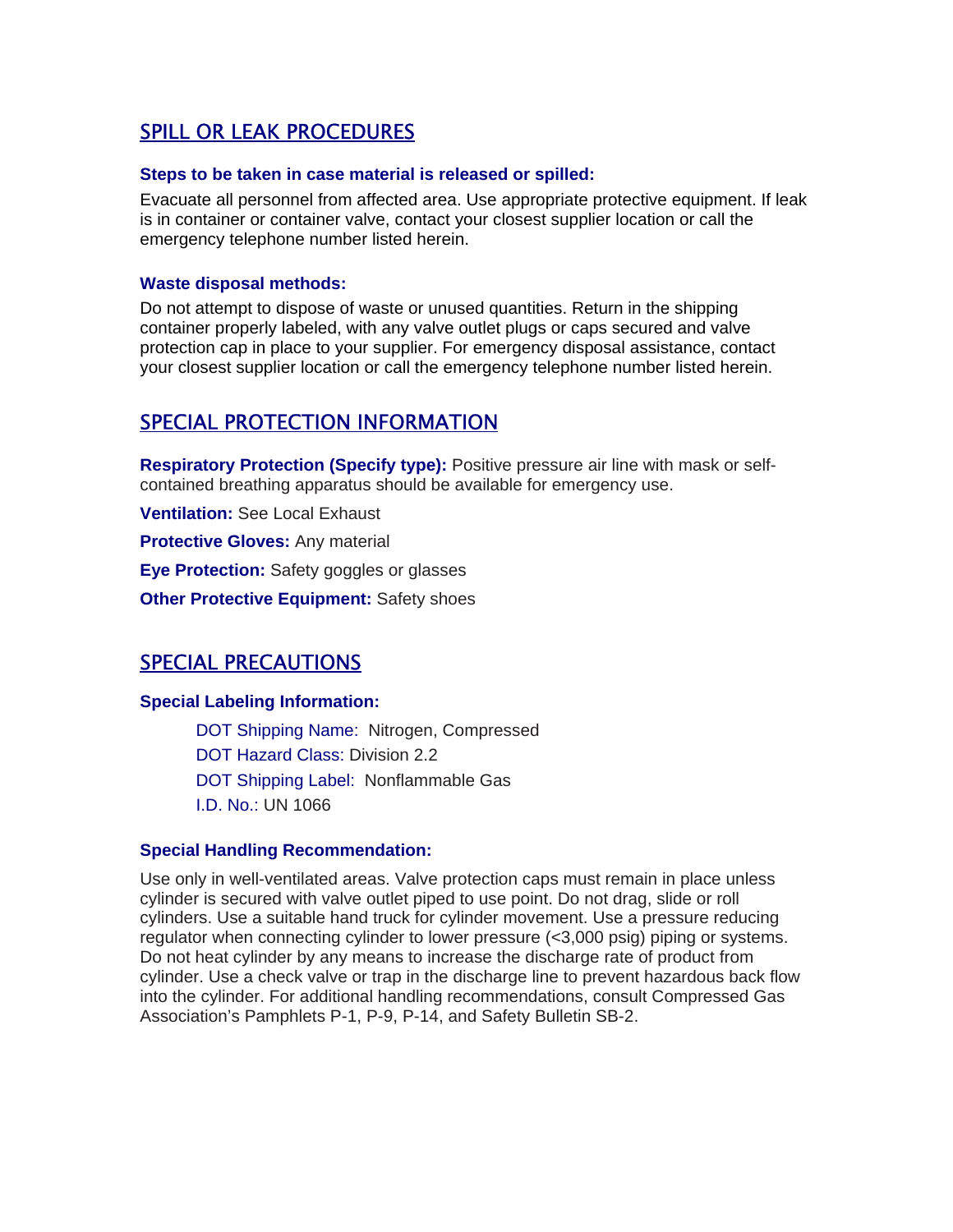## SPILL OR LEAK PROCEDURES

### Steps to be taken in case material is released or spilled:

Evacuate all personnel from affected area. Use appropriate protective equipment. If leak is in container or container valve, contact your closest supplier location or call the emergency telephone number listed herein.

### Waste disposal methods:

Do not attempt to dispose of waste or unused quantities. Return in the shipping container properly labeled, with any valve outlet plugs or caps secured and valve protection cap in place to your supplier. For emergency disposal assistance, contact your closest supplier location or call the emergency telephone number listed herein.

## SPECIAL PROTECTION INFORMATION

**Respiratory Protection (Specify type):** Positive pressure air line with mask or self-contained breathing apparatus should be available for emergency use.

**Ventilation:** See Local Exhaust

**Protective Gloves:** Any material

**Eye Protection:** Safety goggles or glasses

**Other Protective Equipment:** Safety shoes

## SPECIAL PRECAUTIONS

### Special Labeling Information:

DOT Shipping Name: Nitrogen, Compressed

DOT Hazard Class: Division 2.2

DOT Shipping Label: Nonflammable Gas

I.D. No.: UN 1066

### Special Handling Recommendation:

Use only in well-ventilated areas. Valve protection caps must remain in place unless cylinder is secured with valve outlet piped to use point. Do not drag, slide or roll cylinders. Use a suitable hand truck for cylinder movement. Use a pressure reducing regulator when connecting cylinder to lower pressure (<3,000 psig) piping or systems. Do not heat cylinder by any means to increase the discharge rate of product from cylinder. Use a check valve or trap in the discharge line to prevent hazardous back flow into the cylinder. For additional handling recommendations, consult Compressed Gas Association's Pamphlets P-1, P-9, P-14, and Safety Bulletin SB-2.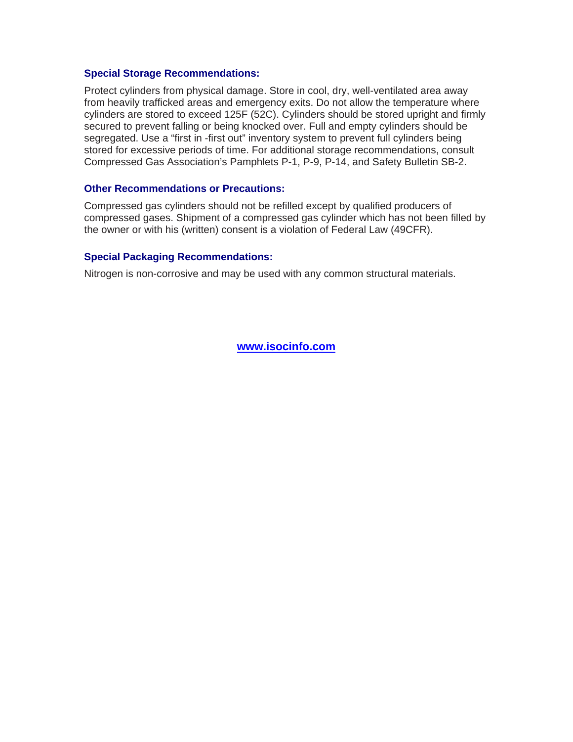### Special Storage Recommendations:

Protect cylinders from physical damage. Store in cool, dry, well-ventilated area away from heavily trafficked areas and emergency exits. Do not allow the temperature where cylinders are stored to exceed 125F (52C). Cylinders should be stored upright and firmly secured to prevent falling or being knocked over. Full and empty cylinders should be segregated. Use a “first in -first out” inventory system to prevent full cylinders being stored for excessive periods of time. For additional storage recommendations, consult Compressed Gas Association’s Pamphlets P-1, P-9, P-14, and Safety Bulletin SB-2.

### Other Recommendations or Precautions:

Compressed gas cylinders should not be refilled except by qualified producers of compressed gases. Shipment of a compressed gas cylinder which has not been filled by the owner or with his (written) consent is a violation of Federal Law (49CFR).

### Special Packaging Recommendations:

Nitrogen is non-corrosive and may be used with any common structural materials.

**www.isocinfo.com**